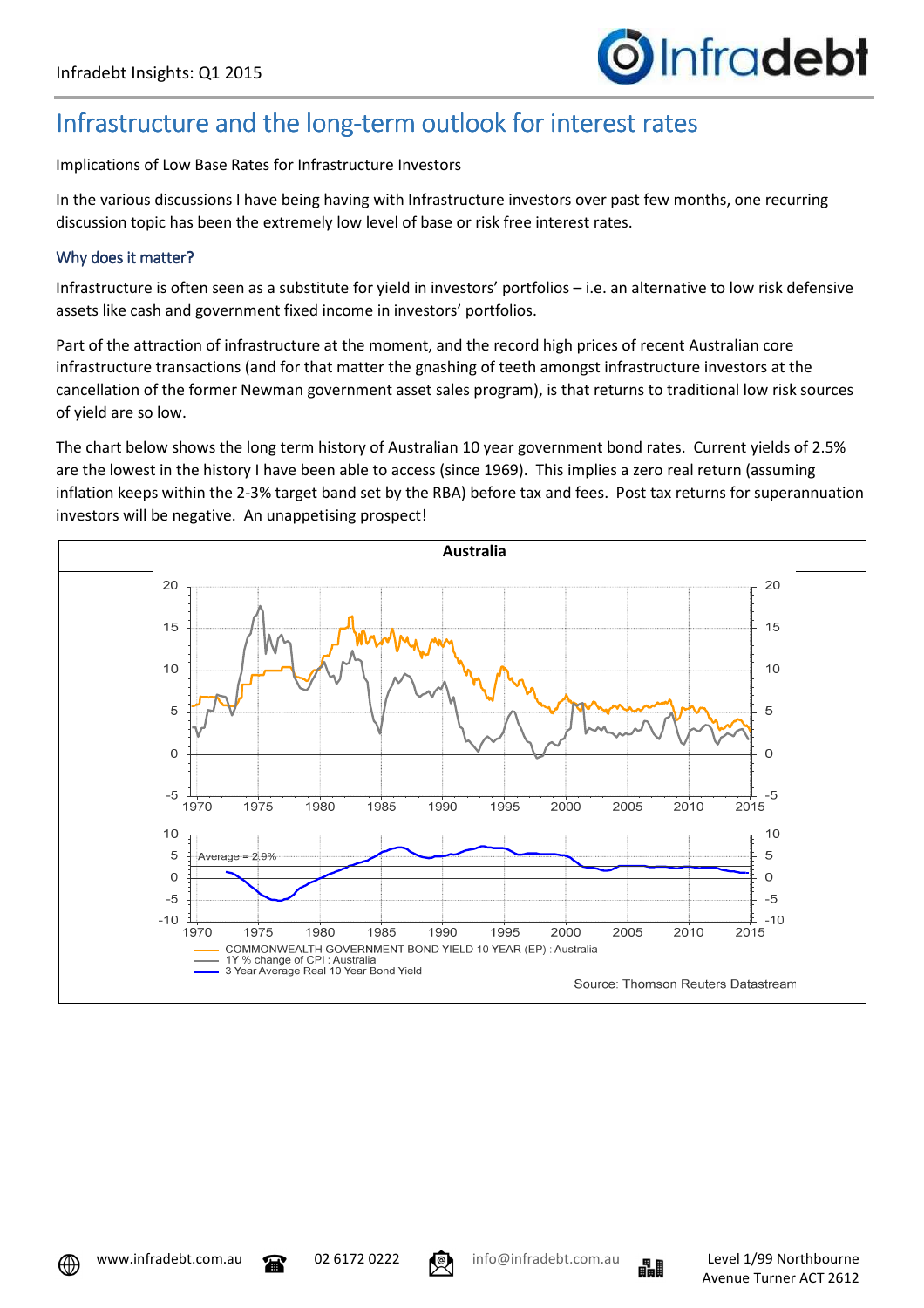# Infrastructure and the long-term outlook for interest rates

Implications of Low Base Rates for Infrastructure Investors

In the various discussions I have being having with Infrastructure investors over past few months, one recurring discussion topic has been the extremely low level of base or risk free interest rates.

## Why does it matter?

Infrastructure is often seen as a substitute for yield in investors' portfolios – i.e. an alternative to low risk defensive assets like cash and government fixed income in investors' portfolios.

Part of the attraction of infrastructure at the moment, and the record high prices of recent Australian core infrastructure transactions (and for that matter the gnashing of teeth amongst infrastructure investors at the cancellation of the former Newman government asset sales program), is that returns to traditional low risk sources of yield are so low.

The chart below shows the long term history of Australian 10 year government bond rates. Current yields of 2.5% are the lowest in the history I have been able to access (since 1969). This implies a zero real return (assuming inflation keeps within the 2-3% target band set by the RBA) before tax and fees. Post tax returns for superannuation investors will be negative. An unappetising prospect!

Australia

COMMONWEALTH GOVERNMENT BOND YIELD 10 YEAR (EP) : Australia
1Y % change of CPI : Australia
3 Year Average Real 10 Year Bond Yield

Average = 2.9%

Source: Thomson Reuters Datastream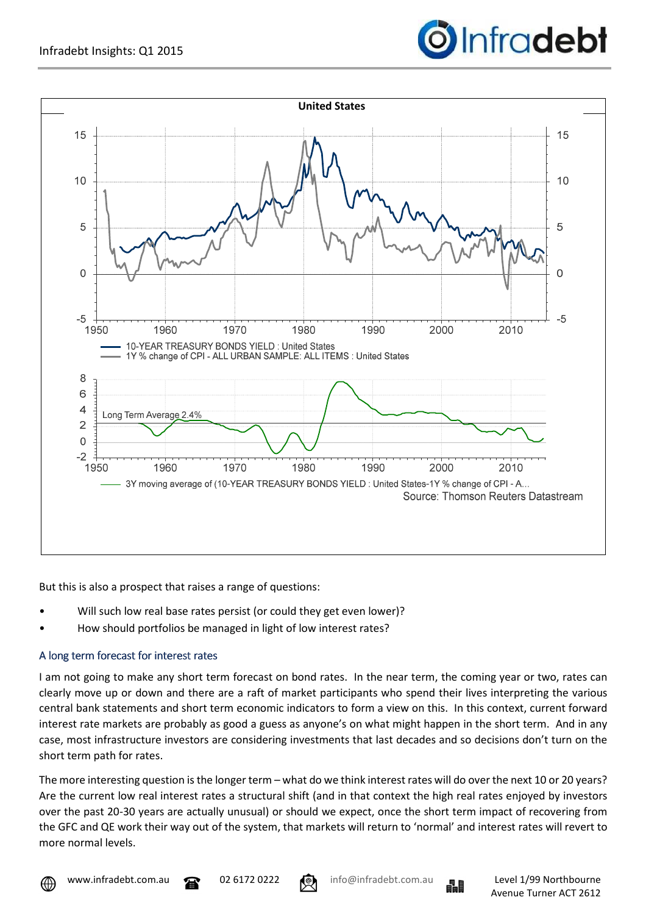But this is also a prospect that raises a range of questions:

- Will such low real base rates persist (or could they get even lower)?
- How should portfolios be managed in light of low interest rates?

## A long term forecast for interest rates

I am not going to make any short term forecast on bond rates. In the near term, the coming year or two, rates can clearly move up or down and there are a raft of market participants who spend their lives interpreting the various central bank statements and short term economic indicators to form a view on this. In this context, current forward interest rate markets are probably as good a guess as anyone's on what might happen in the short term. And in any case, most infrastructure investors are considering investments that last decades and so decisions don't turn on the short term path for rates.

The more interesting question is the longer term – what do we think interest rates will do over the next 10 or 20 years? Are the current low real interest rates a structural shift (and in that context the high real rates enjoyed by investors over the past 20-30 years are actually unusual) or should we expect, once the short term impact of recovering from the GFC and QE work their way out of the system, that markets will return to 'normal' and interest rates will revert to more normal levels.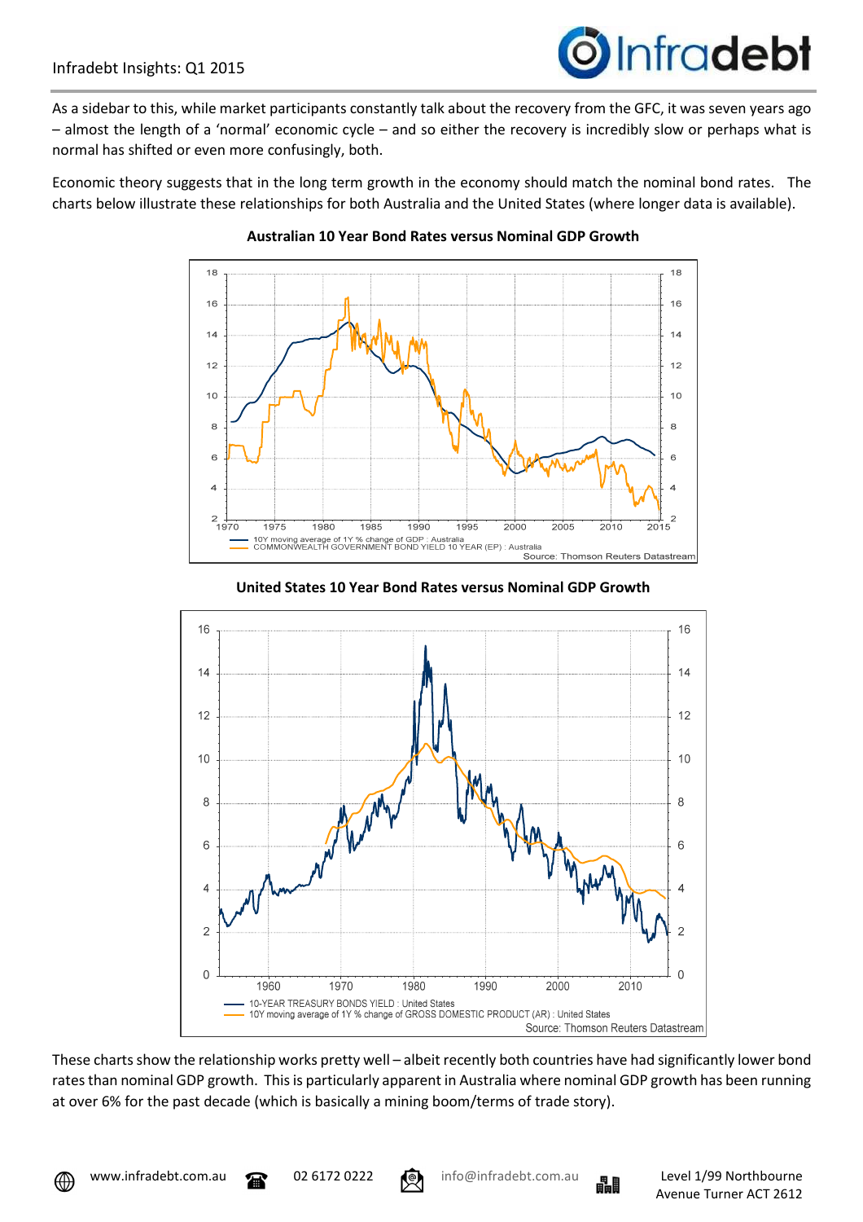As a sidebar to this, while market participants constantly talk about the recovery from the GFC, it was seven years ago – almost the length of a 'normal' economic cycle – and so either the recovery is incredibly slow or perhaps what is normal has shifted or even more confusingly, both.

Economic theory suggests that in the long term growth in the economy should match the nominal bond rates. The charts below illustrate these relationships for both Australia and the United States (where longer data is available).

**Australian 10 Year Bond Rates versus Nominal GDP Growth**

**United States 10 Year Bond Rates versus Nominal GDP Growth**

These charts show the relationship works pretty well – albeit recently both countries have had significantly lower bond rates than nominal GDP growth. This is particularly apparent in Australia where nominal GDP growth has been running at over 6% for the past decade (which is basically a mining boom/terms of trade story).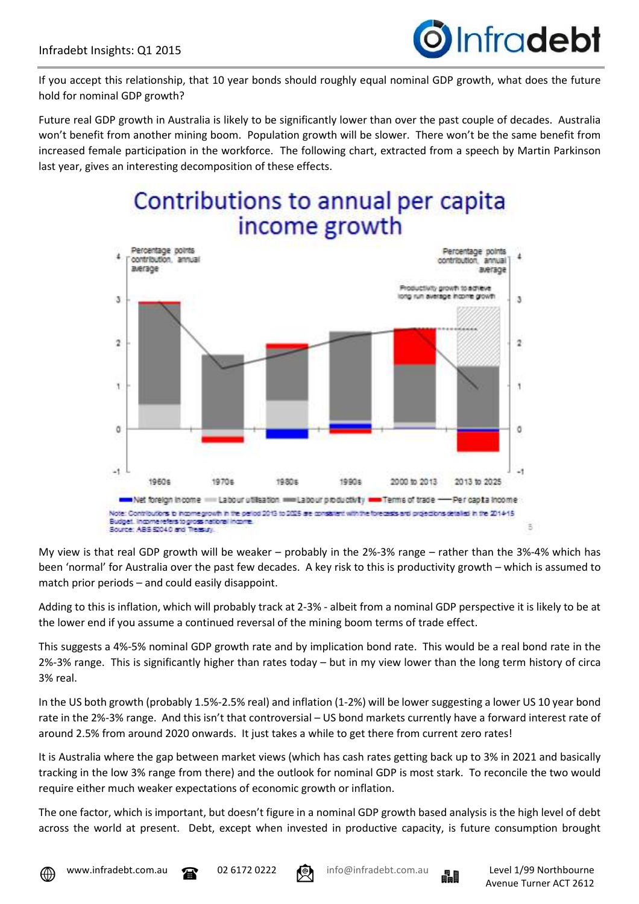If you accept this relationship, that 10 year bonds should roughly equal nominal GDP growth, what does the future hold for nominal GDP growth?

Future real GDP growth in Australia is likely to be significantly lower than over the past couple of decades. Australia won't benefit from another mining boom. Population growth will be slower. There won't be the same benefit from increased female participation in the workforce. The following chart, extracted from a speech by Martin Parkinson last year, gives an interesting decomposition of these effects.

**Contributions to annual per capita income growth**

Note: Contributions to income growth in the period 2013 to 2025 are consistent with the forecasts and projections detailed in the 2014-15 Budget. Income refers to gross national income.
Source: ABS 5204.0 and Treasury.

My view is that real GDP growth will be weaker – probably in the 2%-3% range – rather than the 3%-4% which has been 'normal' for Australia over the past few decades. A key risk to this is productivity growth – which is assumed to match prior periods – and could easily disappoint.

Adding to this is inflation, which will probably track at 2-3% - albeit from a nominal GDP perspective it is likely to be at the lower end if you assume a continued reversal of the mining boom terms of trade effect.

This suggests a 4%-5% nominal GDP growth rate and by implication bond rate. This would be a real bond rate in the 2%-3% range. This is significantly higher than rates today – but in my view lower than the long term history of circa 3% real.

In the US both growth (probably 1.5%-2.5% real) and inflation (1-2%) will be lower suggesting a lower US 10 year bond rate in the 2%-3% range. And this isn't that controversial – US bond markets currently have a forward interest rate of around 2.5% from around 2020 onwards. It just takes a while to get there from current zero rates!

It is Australia where the gap between market views (which has cash rates getting back up to 3% in 2021 and basically tracking in the low 3% range from there) and the outlook for nominal GDP is most stark. To reconcile the two would require either much weaker expectations of economic growth or inflation.

The one factor, which is important, but doesn't figure in a nominal GDP growth based analysis is the high level of debt across the world at present. Debt, except when invested in productive capacity, is future consumption brought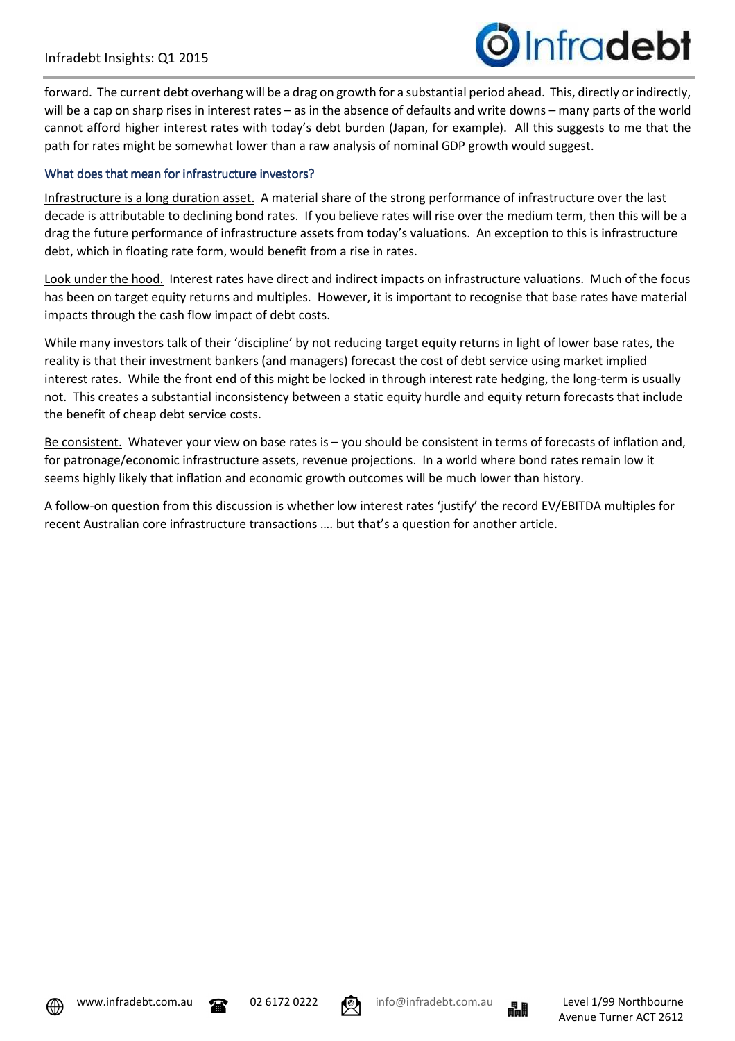forward. The current debt overhang will be a drag on growth for a substantial period ahead. This, directly or indirectly, will be a cap on sharp rises in interest rates – as in the absence of defaults and write downs – many parts of the world cannot afford higher interest rates with today's debt burden (Japan, for example). All this suggests to me that the path for rates might be somewhat lower than a raw analysis of nominal GDP growth would suggest.

### What does that mean for infrastructure investors?

<u>Infrastructure is a long duration asset.</u> A material share of the strong performance of infrastructure over the last decade is attributable to declining bond rates. If you believe rates will rise over the medium term, then this will be a drag the future performance of infrastructure assets from today's valuations. An exception to this is infrastructure debt, which in floating rate form, would benefit from a rise in rates.

<u>Look under the hood.</u> Interest rates have direct and indirect impacts on infrastructure valuations. Much of the focus has been on target equity returns and multiples. However, it is important to recognise that base rates have material impacts through the cash flow impact of debt costs.

While many investors talk of their 'discipline' by not reducing target equity returns in light of lower base rates, the reality is that their investment bankers (and managers) forecast the cost of debt service using market implied interest rates. While the front end of this might be locked in through interest rate hedging, the long-term is usually not. This creates a substantial inconsistency between a static equity hurdle and equity return forecasts that include the benefit of cheap debt service costs.

<u>Be consistent.</u> Whatever your view on base rates is – you should be consistent in terms of forecasts of inflation and, for patronage/economic infrastructure assets, revenue projections. In a world where bond rates remain low it seems highly likely that inflation and economic growth outcomes will be much lower than history.

A follow-on question from this discussion is whether low interest rates 'justify' the record EV/EBITDA multiples for recent Australian core infrastructure transactions …. but that's a question for another article.